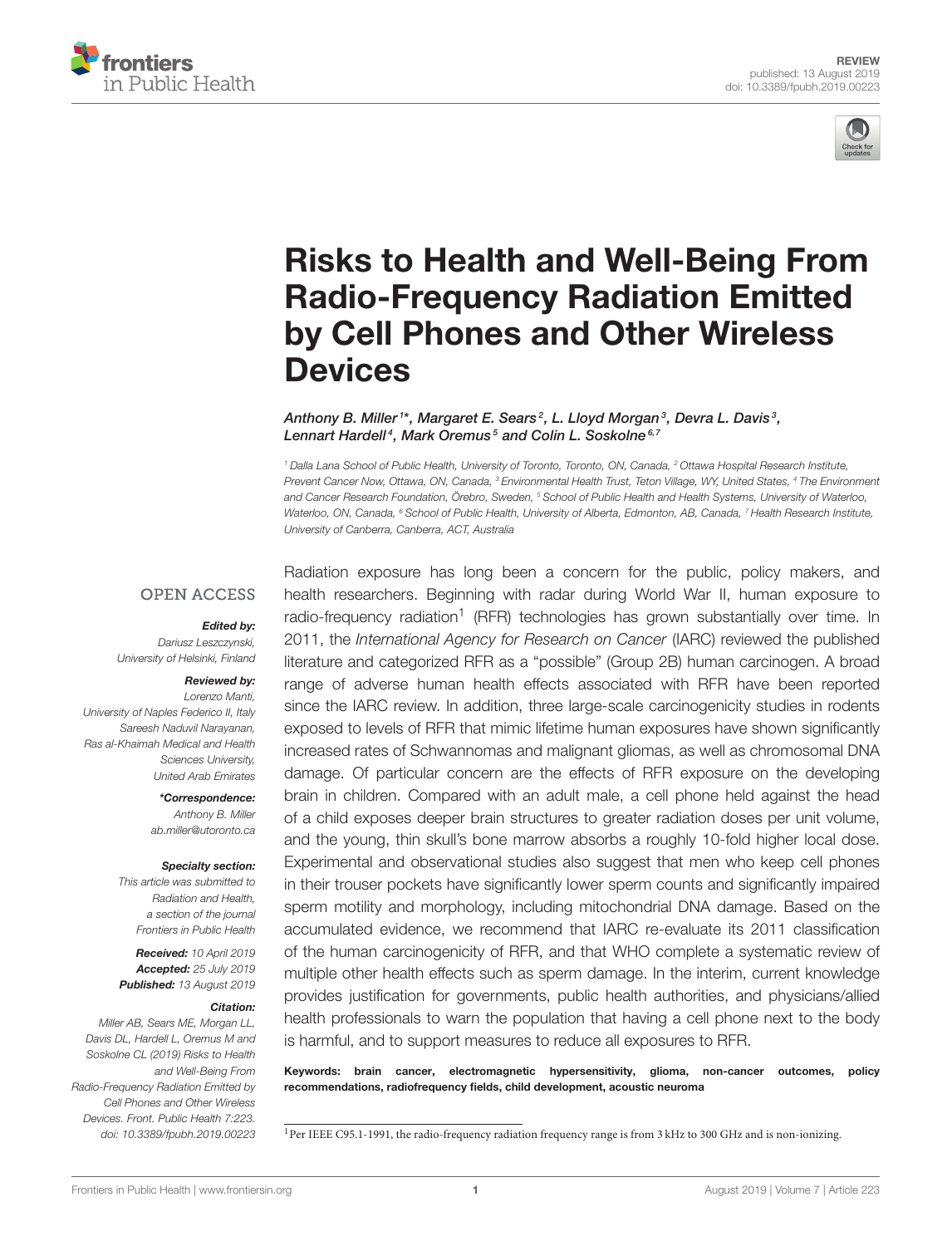REVIEW
published: 13 August 2019
doi: 10.3389/fpubh.2019.00223

# Risks to Health and Well-Being From Radio-Frequency Radiation Emitted by Cell Phones and Other Wireless Devices

*Anthony B. Miller*[1]\*, *Margaret E. Sears*[2], *L. Lloyd Morgan*[3], *Devra L. Davis*[3], *Lennart Hardell*[4], *Mark Oremus*[5] *and Colin L. Soskolne*[6,7]

[1] *Dalla Lana School of Public Health, University of Toronto, Toronto, ON, Canada,* [2] *Ottawa Hospital Research Institute, Prevent Cancer Now, Ottawa, ON, Canada,* [3] *Environmental Health Trust, Teton Village, WY, United States,* [4] *The Environment and Cancer Research Foundation, Örebro, Sweden,* [5] *School of Public Health and Health Systems, University of Waterloo, Waterloo, ON, Canada,* [6] *School of Public Health, University of Alberta, Edmonton, AB, Canada,* [7] *Health Research Institute, University of Canberra, Canberra, ACT, Australia*

OPEN ACCESS

***Edited by:***
*Dariusz Leszczynski,*
*University of Helsinki, Finland*

***Reviewed by:***
*Lorenzo Manti,*
*University of Naples Federico II, Italy*
*Sareesh Naduvil Narayanan,*
*Ras al-Khaimah Medical and Health Sciences University,*
*United Arab Emirates*

***\*Correspondence:***
*Anthony B. Miller*
*ab.miller@utoronto.ca*

***Specialty section:***
*This article was submitted to Radiation and Health, a section of the journal Frontiers in Public Health*

***Received:*** *10 April 2019*
***Accepted:*** *25 July 2019*
***Published:*** *13 August 2019*

***Citation:***
*Miller AB, Sears ME, Morgan LL, Davis DL, Hardell L, Oremus M and Soskolne CL (2019) Risks to Health and Well-Being From Radio-Frequency Radiation Emitted by Cell Phones and Other Wireless Devices. Front. Public Health 7:223. doi: 10.3389/fpubh.2019.00223*

Radiation exposure has long been a concern for the public, policy makers, and health researchers. Beginning with radar during World War II, human exposure to radio-frequency radiation[1] (RFR) technologies has grown substantially over time. In 2011, the *International Agency for Research on Cancer* (IARC) reviewed the published literature and categorized RFR as a "possible" (Group 2B) human carcinogen. A broad range of adverse human health effects associated with RFR have been reported since the IARC review. In addition, three large-scale carcinogenicity studies in rodents exposed to levels of RFR that mimic lifetime human exposures have shown significantly increased rates of Schwannomas and malignant gliomas, as well as chromosomal DNA damage. Of particular concern are the effects of RFR exposure on the developing brain in children. Compared with an adult male, a cell phone held against the head of a child exposes deeper brain structures to greater radiation doses per unit volume, and the young, thin skull's bone marrow absorbs a roughly 10-fold higher local dose. Experimental and observational studies also suggest that men who keep cell phones in their trouser pockets have significantly lower sperm counts and significantly impaired sperm motility and morphology, including mitochondrial DNA damage. Based on the accumulated evidence, we recommend that IARC re-evaluate its 2011 classification of the human carcinogenicity of RFR, and that WHO complete a systematic review of multiple other health effects such as sperm damage. In the interim, current knowledge provides justification for governments, public health authorities, and physicians/allied health professionals to warn the population that having a cell phone next to the body is harmful, and to support measures to reduce all exposures to RFR.

**Keywords: brain cancer, electromagnetic hypersensitivity, glioma, non-cancer outcomes, policy recommendations, radiofrequency fields, child development, acoustic neuroma**

[1] Per IEEE C95.1-1991, the radio-frequency radiation frequency range is from 3 kHz to 300 GHz and is non-ionizing.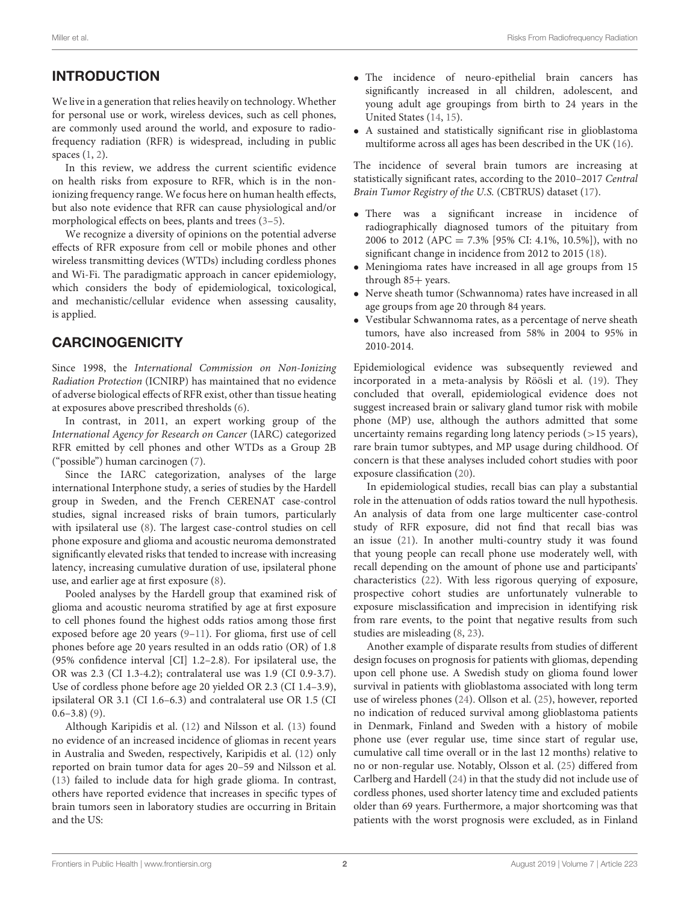## INTRODUCTION

We live in a generation that relies heavily on technology. Whether for personal use or work, wireless devices, such as cell phones, are commonly used around the world, and exposure to radiofrequency radiation (RFR) is widespread, including in public spaces (1, 2).

In this review, we address the current scientific evidence on health risks from exposure to RFR, which is in the non-ionizing frequency range. We focus here on human health effects, but also note evidence that RFR can cause physiological and/or morphological effects on bees, plants and trees (3–5).

We recognize a diversity of opinions on the potential adverse effects of RFR exposure from cell or mobile phones and other wireless transmitting devices (WTDs) including cordless phones and Wi-Fi. The paradigmatic approach in cancer epidemiology, which considers the body of epidemiological, toxicological, and mechanistic/cellular evidence when assessing causality, is applied.

## CARCINOGENICITY

Since 1998, the *International Commission on Non-Ionizing Radiation Protection* (ICNIRP) has maintained that no evidence of adverse biological effects of RFR exist, other than tissue heating at exposures above prescribed thresholds (6).

In contrast, in 2011, an expert working group of the *International Agency for Research on Cancer* (IARC) categorized RFR emitted by cell phones and other WTDs as a Group 2B ("possible") human carcinogen (7).

Since the IARC categorization, analyses of the large international Interphone study, a series of studies by the Hardell group in Sweden, and the French CERENAT case-control studies, signal increased risks of brain tumors, particularly with ipsilateral use (8). The largest case-control studies on cell phone exposure and glioma and acoustic neuroma demonstrated significantly elevated risks that tended to increase with increasing latency, increasing cumulative duration of use, ipsilateral phone use, and earlier age at first exposure (8).

Pooled analyses by the Hardell group that examined risk of glioma and acoustic neuroma stratified by age at first exposure to cell phones found the highest odds ratios among those first exposed before age 20 years (9–11). For glioma, first use of cell phones before age 20 years resulted in an odds ratio (OR) of 1.8 (95% confidence interval [CI] 1.2–2.8). For ipsilateral use, the OR was 2.3 (CI 1.3-4.2); contralateral use was 1.9 (CI 0.9-3.7). Use of cordless phone before age 20 yielded OR 2.3 (CI 1.4–3.9), ipsilateral OR 3.1 (CI 1.6–6.3) and contralateral use OR 1.5 (CI 0.6–3.8) (9).

Although Karipidis et al. (12) and Nilsson et al. (13) found no evidence of an increased incidence of gliomas in recent years in Australia and Sweden, respectively, Karipidis et al. (12) only reported on brain tumor data for ages 20–59 and Nilsson et al. (13) failed to include data for high grade glioma. In contrast, others have reported evidence that increases in specific types of brain tumors seen in laboratory studies are occurring in Britain and the US:

- The incidence of neuro-epithelial brain cancers has significantly increased in all children, adolescent, and young adult age groupings from birth to 24 years in the United States (14, 15).
- A sustained and statistically significant rise in glioblastoma multiforme across all ages has been described in the UK (16).

The incidence of several brain tumors are increasing at statistically significant rates, according to the 2010–2017 *Central Brain Tumor Registry of the U.S.* (CBTRUS) dataset (17).

- There was a significant increase in incidence of radiographically diagnosed tumors of the pituitary from 2006 to 2012 (APC = 7.3% [95% CI: 4.1%, 10.5%]), with no significant change in incidence from 2012 to 2015 (18).
- Meningioma rates have increased in all age groups from 15 through 85+ years.
- Nerve sheath tumor (Schwannoma) rates have increased in all age groups from age 20 through 84 years.
- Vestibular Schwannoma rates, as a percentage of nerve sheath tumors, have also increased from 58% in 2004 to 95% in 2010-2014.

Epidemiological evidence was subsequently reviewed and incorporated in a meta-analysis by Röösli et al. (19). They concluded that overall, epidemiological evidence does not suggest increased brain or salivary gland tumor risk with mobile phone (MP) use, although the authors admitted that some uncertainty remains regarding long latency periods (>15 years), rare brain tumor subtypes, and MP usage during childhood. Of concern is that these analyses included cohort studies with poor exposure classification (20).

In epidemiological studies, recall bias can play a substantial role in the attenuation of odds ratios toward the null hypothesis. An analysis of data from one large multicenter case-control study of RFR exposure, did not find that recall bias was an issue (21). In another multi-country study it was found that young people can recall phone use moderately well, with recall depending on the amount of phone use and participants' characteristics (22). With less rigorous querying of exposure, prospective cohort studies are unfortunately vulnerable to exposure misclassification and imprecision in identifying risk from rare events, to the point that negative results from such studies are misleading (8, 23).

Another example of disparate results from studies of different design focuses on prognosis for patients with gliomas, depending upon cell phone use. A Swedish study on glioma found lower survival in patients with glioblastoma associated with long term use of wireless phones (24). Ollson et al. (25), however, reported no indication of reduced survival among glioblastoma patients in Denmark, Finland and Sweden with a history of mobile phone use (ever regular use, time since start of regular use, cumulative call time overall or in the last 12 months) relative to no or non-regular use. Notably, Olsson et al. (25) differed from Carlberg and Hardell (24) in that the study did not include use of cordless phones, used shorter latency time and excluded patients older than 69 years. Furthermore, a major shortcoming was that patients with the worst prognosis were excluded, as in Finland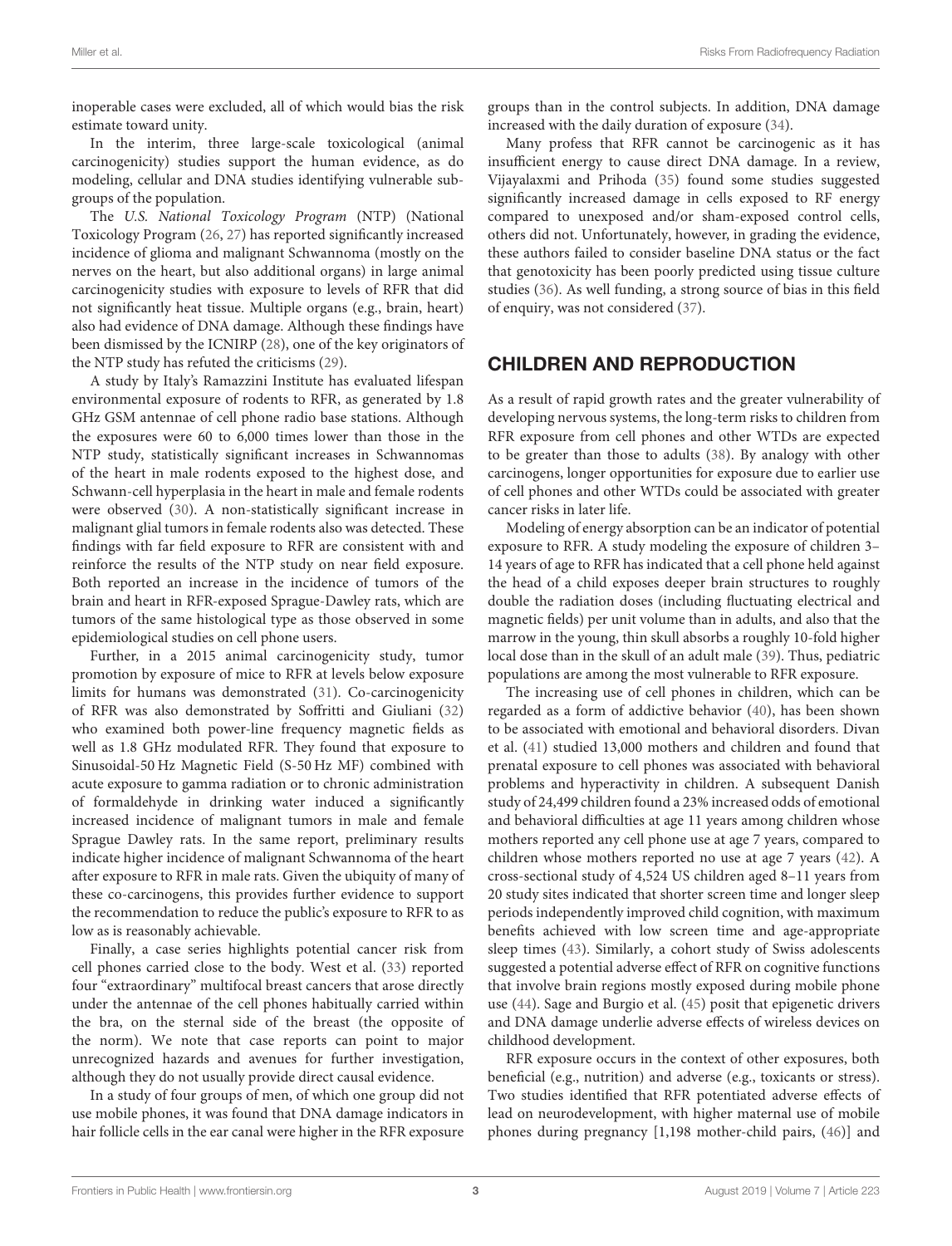inoperable cases were excluded, all of which would bias the risk estimate toward unity.

In the interim, three large-scale toxicological (animal carcinogenicity) studies support the human evidence, as do modeling, cellular and DNA studies identifying vulnerable subgroups of the population.

The *U.S. National Toxicology Program* (NTP) (National Toxicology Program (26, 27) has reported significantly increased incidence of glioma and malignant Schwannoma (mostly on the nerves on the heart, but also additional organs) in large animal carcinogenicity studies with exposure to levels of RFR that did not significantly heat tissue. Multiple organs (e.g., brain, heart) also had evidence of DNA damage. Although these findings have been dismissed by the ICNIRP (28), one of the key originators of the NTP study has refuted the criticisms (29).

A study by Italy's Ramazzini Institute has evaluated lifespan environmental exposure of rodents to RFR, as generated by 1.8 GHz GSM antennae of cell phone radio base stations. Although the exposures were 60 to 6,000 times lower than those in the NTP study, statistically significant increases in Schwannomas of the heart in male rodents exposed to the highest dose, and Schwann-cell hyperplasia in the heart in male and female rodents were observed (30). A non-statistically significant increase in malignant glial tumors in female rodents also was detected. These findings with far field exposure to RFR are consistent with and reinforce the results of the NTP study on near field exposure. Both reported an increase in the incidence of tumors of the brain and heart in RFR-exposed Sprague-Dawley rats, which are tumors of the same histological type as those observed in some epidemiological studies on cell phone users.

Further, in a 2015 animal carcinogenicity study, tumor promotion by exposure of mice to RFR at levels below exposure limits for humans was demonstrated (31). Co-carcinogenicity of RFR was also demonstrated by Soffritti and Giuliani (32) who examined both power-line frequency magnetic fields as well as 1.8 GHz modulated RFR. They found that exposure to Sinusoidal-50 Hz Magnetic Field (S-50 Hz MF) combined with acute exposure to gamma radiation or to chronic administration of formaldehyde in drinking water induced a significantly increased incidence of malignant tumors in male and female Sprague Dawley rats. In the same report, preliminary results indicate higher incidence of malignant Schwannoma of the heart after exposure to RFR in male rats. Given the ubiquity of many of these co-carcinogens, this provides further evidence to support the recommendation to reduce the public's exposure to RFR to as low as is reasonably achievable.

Finally, a case series highlights potential cancer risk from cell phones carried close to the body. West et al. (33) reported four "extraordinary" multifocal breast cancers that arose directly under the antennae of the cell phones habitually carried within the bra, on the sternal side of the breast (the opposite of the norm). We note that case reports can point to major unrecognized hazards and avenues for further investigation, although they do not usually provide direct causal evidence.

In a study of four groups of men, of which one group did not use mobile phones, it was found that DNA damage indicators in hair follicle cells in the ear canal were higher in the RFR exposure groups than in the control subjects. In addition, DNA damage increased with the daily duration of exposure (34).

Many profess that RFR cannot be carcinogenic as it has insufficient energy to cause direct DNA damage. In a review, Vijayalaxmi and Prihoda (35) found some studies suggested significantly increased damage in cells exposed to RF energy compared to unexposed and/or sham-exposed control cells, others did not. Unfortunately, however, in grading the evidence, these authors failed to consider baseline DNA status or the fact that genotoxicity has been poorly predicted using tissue culture studies (36). As well funding, a strong source of bias in this field of enquiry, was not considered (37).

## CHILDREN AND REPRODUCTION

As a result of rapid growth rates and the greater vulnerability of developing nervous systems, the long-term risks to children from RFR exposure from cell phones and other WTDs are expected to be greater than those to adults (38). By analogy with other carcinogens, longer opportunities for exposure due to earlier use of cell phones and other WTDs could be associated with greater cancer risks in later life.

Modeling of energy absorption can be an indicator of potential exposure to RFR. A study modeling the exposure of children 3–14 years of age to RFR has indicated that a cell phone held against the head of a child exposes deeper brain structures to roughly double the radiation doses (including fluctuating electrical and magnetic fields) per unit volume than in adults, and also that the marrow in the young, thin skull absorbs a roughly 10-fold higher local dose than in the skull of an adult male (39). Thus, pediatric populations are among the most vulnerable to RFR exposure.

The increasing use of cell phones in children, which can be regarded as a form of addictive behavior (40), has been shown to be associated with emotional and behavioral disorders. Divan et al. (41) studied 13,000 mothers and children and found that prenatal exposure to cell phones was associated with behavioral problems and hyperactivity in children. A subsequent Danish study of 24,499 children found a 23% increased odds of emotional and behavioral difficulties at age 11 years among children whose mothers reported any cell phone use at age 7 years, compared to children whose mothers reported no use at age 7 years (42). A cross-sectional study of 4,524 US children aged 8–11 years from 20 study sites indicated that shorter screen time and longer sleep periods independently improved child cognition, with maximum benefits achieved with low screen time and age-appropriate sleep times (43). Similarly, a cohort study of Swiss adolescents suggested a potential adverse effect of RFR on cognitive functions that involve brain regions mostly exposed during mobile phone use (44). Sage and Burgio et al. (45) posit that epigenetic drivers and DNA damage underlie adverse effects of wireless devices on childhood development.

RFR exposure occurs in the context of other exposures, both beneficial (e.g., nutrition) and adverse (e.g., toxicants or stress). Two studies identified that RFR potentiated adverse effects of lead on neurodevelopment, with higher maternal use of mobile phones during pregnancy [1,198 mother-child pairs, (46)] and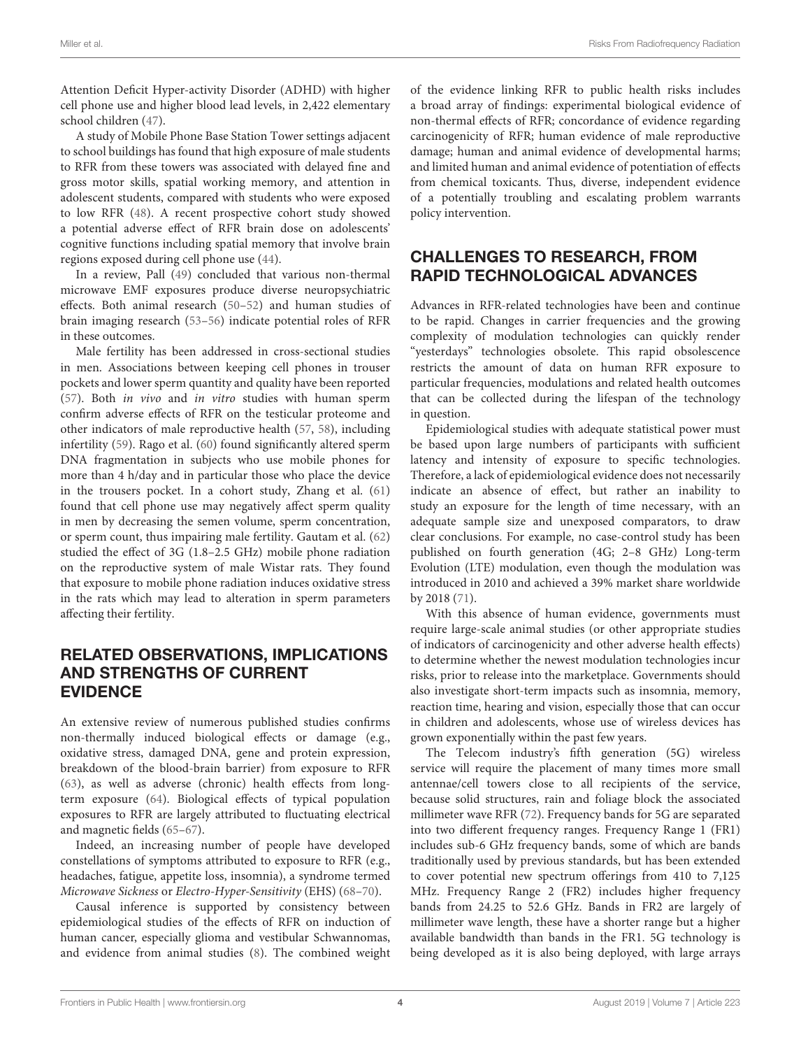Attention Deficit Hyper-activity Disorder (ADHD) with higher cell phone use and higher blood lead levels, in 2,422 elementary school children (47).

A study of Mobile Phone Base Station Tower settings adjacent to school buildings has found that high exposure of male students to RFR from these towers was associated with delayed fine and gross motor skills, spatial working memory, and attention in adolescent students, compared with students who were exposed to low RFR (48). A recent prospective cohort study showed a potential adverse effect of RFR brain dose on adolescents' cognitive functions including spatial memory that involve brain regions exposed during cell phone use (44).

In a review, Pall (49) concluded that various non-thermal microwave EMF exposures produce diverse neuropsychiatric effects. Both animal research (50–52) and human studies of brain imaging research (53–56) indicate potential roles of RFR in these outcomes.

Male fertility has been addressed in cross-sectional studies in men. Associations between keeping cell phones in trouser pockets and lower sperm quantity and quality have been reported (57). Both *in vivo* and *in vitro* studies with human sperm confirm adverse effects of RFR on the testicular proteome and other indicators of male reproductive health (57, 58), including infertility (59). Rago et al. (60) found significantly altered sperm DNA fragmentation in subjects who use mobile phones for more than 4 h/day and in particular those who place the device in the trousers pocket. In a cohort study, Zhang et al. (61) found that cell phone use may negatively affect sperm quality in men by decreasing the semen volume, sperm concentration, or sperm count, thus impairing male fertility. Gautam et al. (62) studied the effect of 3G (1.8–2.5 GHz) mobile phone radiation on the reproductive system of male Wistar rats. They found that exposure to mobile phone radiation induces oxidative stress in the rats which may lead to alteration in sperm parameters affecting their fertility.

## RELATED OBSERVATIONS, IMPLICATIONS AND STRENGTHS OF CURRENT EVIDENCE

An extensive review of numerous published studies confirms non-thermally induced biological effects or damage (e.g., oxidative stress, damaged DNA, gene and protein expression, breakdown of the blood-brain barrier) from exposure to RFR (63), as well as adverse (chronic) health effects from long-term exposure (64). Biological effects of typical population exposures to RFR are largely attributed to fluctuating electrical and magnetic fields (65–67).

Indeed, an increasing number of people have developed constellations of symptoms attributed to exposure to RFR (e.g., headaches, fatigue, appetite loss, insomnia), a syndrome termed *Microwave Sickness* or *Electro-Hyper-Sensitivity* (EHS) (68–70).

Causal inference is supported by consistency between epidemiological studies of the effects of RFR on induction of human cancer, especially glioma and vestibular Schwannomas, and evidence from animal studies (8). The combined weight of the evidence linking RFR to public health risks includes a broad array of findings: experimental biological evidence of non-thermal effects of RFR; concordance of evidence regarding carcinogenicity of RFR; human evidence of male reproductive damage; human and animal evidence of developmental harms; and limited human and animal evidence of potentiation of effects from chemical toxicants. Thus, diverse, independent evidence of a potentially troubling and escalating problem warrants policy intervention.

## CHALLENGES TO RESEARCH, FROM RAPID TECHNOLOGICAL ADVANCES

Advances in RFR-related technologies have been and continue to be rapid. Changes in carrier frequencies and the growing complexity of modulation technologies can quickly render "yesterdays" technologies obsolete. This rapid obsolescence restricts the amount of data on human RFR exposure to particular frequencies, modulations and related health outcomes that can be collected during the lifespan of the technology in question.

Epidemiological studies with adequate statistical power must be based upon large numbers of participants with sufficient latency and intensity of exposure to specific technologies. Therefore, a lack of epidemiological evidence does not necessarily indicate an absence of effect, but rather an inability to study an exposure for the length of time necessary, with an adequate sample size and unexposed comparators, to draw clear conclusions. For example, no case-control study has been published on fourth generation (4G; 2–8 GHz) Long-term Evolution (LTE) modulation, even though the modulation was introduced in 2010 and achieved a 39% market share worldwide by 2018 (71).

With this absence of human evidence, governments must require large-scale animal studies (or other appropriate studies of indicators of carcinogenicity and other adverse health effects) to determine whether the newest modulation technologies incur risks, prior to release into the marketplace. Governments should also investigate short-term impacts such as insomnia, memory, reaction time, hearing and vision, especially those that can occur in children and adolescents, whose use of wireless devices has grown exponentially within the past few years.

The Telecom industry's fifth generation (5G) wireless service will require the placement of many times more small antennae/cell towers close to all recipients of the service, because solid structures, rain and foliage block the associated millimeter wave RFR (72). Frequency bands for 5G are separated into two different frequency ranges. Frequency Range 1 (FR1) includes sub-6 GHz frequency bands, some of which are bands traditionally used by previous standards, but has been extended to cover potential new spectrum offerings from 410 to 7,125 MHz. Frequency Range 2 (FR2) includes higher frequency bands from 24.25 to 52.6 GHz. Bands in FR2 are largely of millimeter wave length, these have a shorter range but a higher available bandwidth than bands in the FR1. 5G technology is being developed as it is also being deployed, with large arrays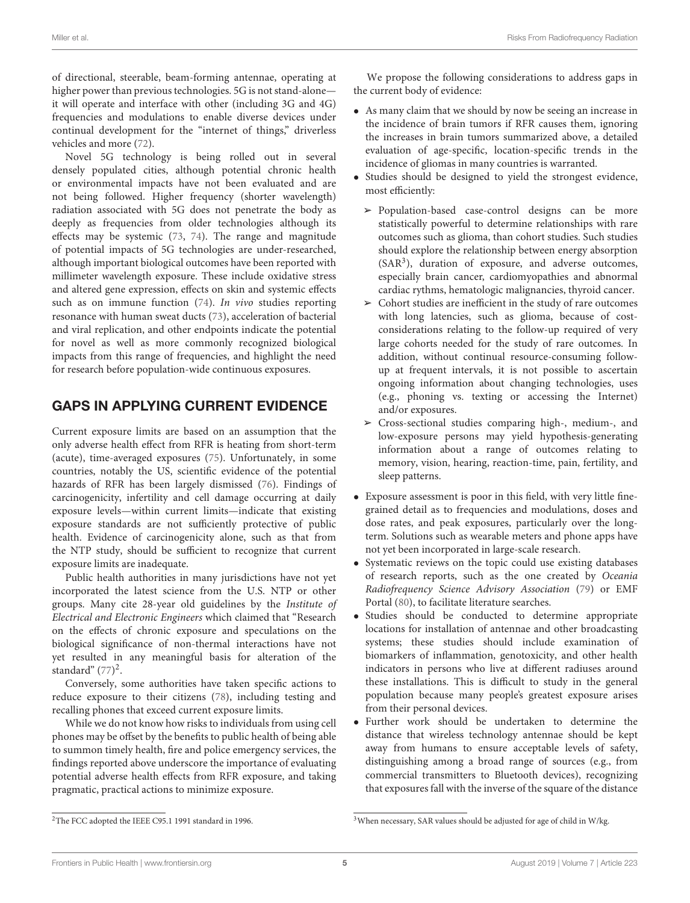of directional, steerable, beam-forming antennae, operating at higher power than previous technologies. 5G is not stand-alone—it will operate and interface with other (including 3G and 4G) frequencies and modulations to enable diverse devices under continual development for the "internet of things," driverless vehicles and more (72).

Novel 5G technology is being rolled out in several densely populated cities, although potential chronic health or environmental impacts have not been evaluated and are not being followed. Higher frequency (shorter wavelength) radiation associated with 5G does not penetrate the body as deeply as frequencies from older technologies although its effects may be systemic (73, 74). The range and magnitude of potential impacts of 5G technologies are under-researched, although important biological outcomes have been reported with millimeter wavelength exposure. These include oxidative stress and altered gene expression, effects on skin and systemic effects such as on immune function (74). *In vivo* studies reporting resonance with human sweat ducts (73), acceleration of bacterial and viral replication, and other endpoints indicate the potential for novel as well as more commonly recognized biological impacts from this range of frequencies, and highlight the need for research before population-wide continuous exposures.

## GAPS IN APPLYING CURRENT EVIDENCE

Current exposure limits are based on an assumption that the only adverse health effect from RFR is heating from short-term (acute), time-averaged exposures (75). Unfortunately, in some countries, notably the US, scientific evidence of the potential hazards of RFR has been largely dismissed (76). Findings of carcinogenicity, infertility and cell damage occurring at daily exposure levels—within current limits—indicate that existing exposure standards are not sufficiently protective of public health. Evidence of carcinogenicity alone, such as that from the NTP study, should be sufficient to recognize that current exposure limits are inadequate.

Public health authorities in many jurisdictions have not yet incorporated the latest science from the U.S. NTP or other groups. Many cite 28-year old guidelines by the *Institute of Electrical and Electronic Engineers* which claimed that "Research on the effects of chronic exposure and speculations on the biological significance of non-thermal interactions have not yet resulted in any meaningful basis for alteration of the standard" (77)[2].

Conversely, some authorities have taken specific actions to reduce exposure to their citizens (78), including testing and recalling phones that exceed current exposure limits.

While we do not know how risks to individuals from using cell phones may be offset by the benefits to public health of being able to summon timely health, fire and police emergency services, the findings reported above underscore the importance of evaluating potential adverse health effects from RFR exposure, and taking pragmatic, practical actions to minimize exposure.

We propose the following considerations to address gaps in the current body of evidence:

- As many claim that we should by now be seeing an increase in the incidence of brain tumors if RFR causes them, ignoring the increases in brain tumors summarized above, a detailed evaluation of age-specific, location-specific trends in the incidence of gliomas in many countries is warranted.
- Studies should be designed to yield the strongest evidence, most efficiently:
  - Population-based case-control designs can be more statistically powerful to determine relationships with rare outcomes such as glioma, than cohort studies. Such studies should explore the relationship between energy absorption (SAR[3]), duration of exposure, and adverse outcomes, especially brain cancer, cardiomyopathies and abnormal cardiac rythms, hematologic malignancies, thyroid cancer.
  - Cohort studies are inefficient in the study of rare outcomes with long latencies, such as glioma, because of cost-considerations relating to the follow-up required of very large cohorts needed for the study of rare outcomes. In addition, without continual resource-consuming follow-up at frequent intervals, it is not possible to ascertain ongoing information about changing technologies, uses (e.g., phoning vs. texting or accessing the Internet) and/or exposures.
  - Cross-sectional studies comparing high-, medium-, and low-exposure persons may yield hypothesis-generating information about a range of outcomes relating to memory, vision, hearing, reaction-time, pain, fertility, and sleep patterns.
- Exposure assessment is poor in this field, with very little fine-grained detail as to frequencies and modulations, doses and dose rates, and peak exposures, particularly over the long-term. Solutions such as wearable meters and phone apps have not yet been incorporated in large-scale research.
- Systematic reviews on the topic could use existing databases of research reports, such as the one created by *Oceania Radiofrequency Science Advisory Association* (79) or EMF Portal (80), to facilitate literature searches.
- Studies should be conducted to determine appropriate locations for installation of antennae and other broadcasting systems; these studies should include examination of biomarkers of inflammation, genotoxicity, and other health indicators in persons who live at different radiuses around these installations. This is difficult to study in the general population because many people's greatest exposure arises from their personal devices.
- Further work should be undertaken to determine the distance that wireless technology antennae should be kept away from humans to ensure acceptable levels of safety, distinguishing among a broad range of sources (e.g., from commercial transmitters to Bluetooth devices), recognizing that exposures fall with the inverse of the square of the distance

[2] The FCC adopted the IEEE C95.1 1991 standard in 1996.

[3] When necessary, SAR values should be adjusted for age of child in W/kg.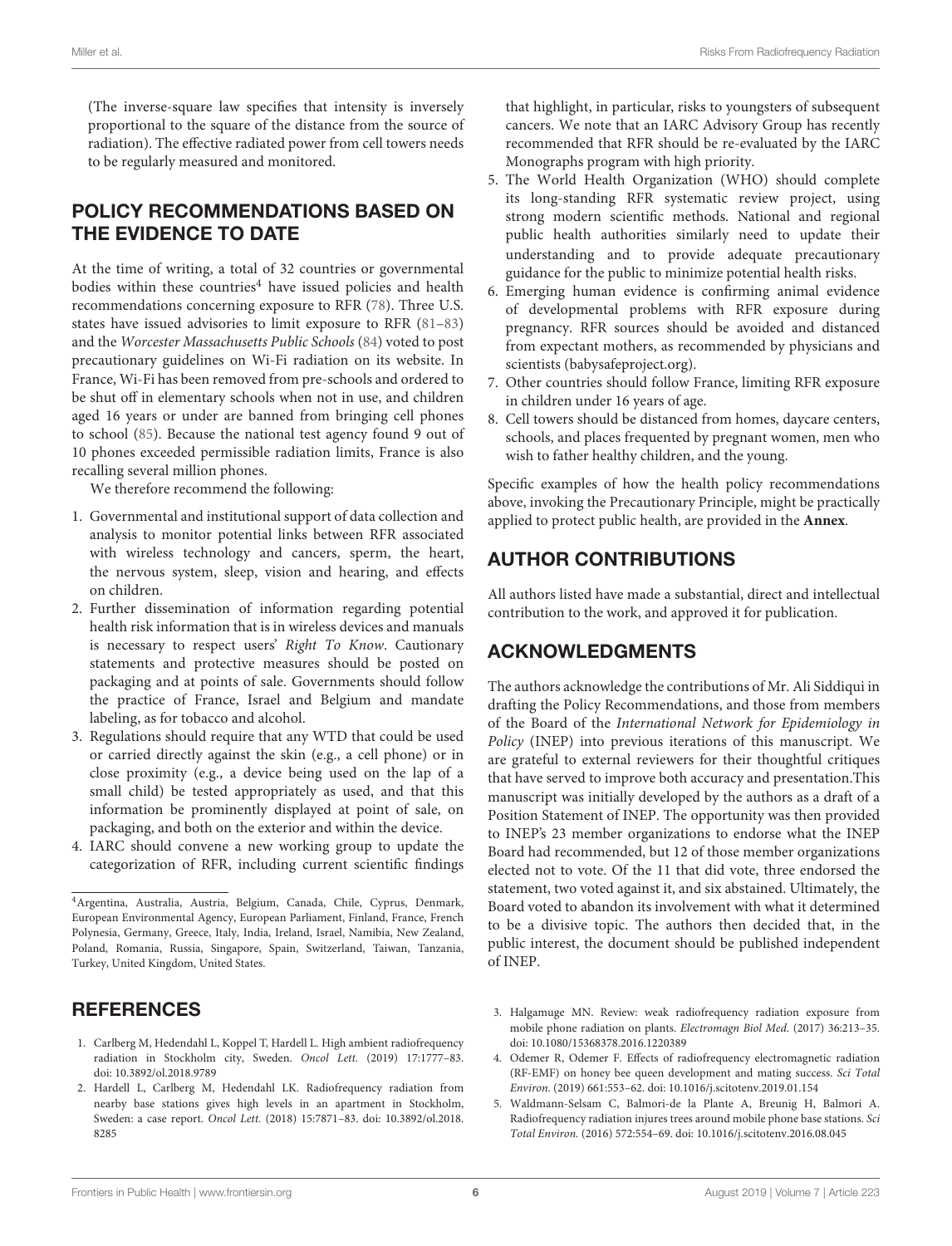(The inverse-square law specifies that intensity is inversely proportional to the square of the distance from the source of radiation). The effective radiated power from cell towers needs to be regularly measured and monitored.

## POLICY RECOMMENDATIONS BASED ON THE EVIDENCE TO DATE

At the time of writing, a total of 32 countries or governmental bodies within these countries[4] have issued policies and health recommendations concerning exposure to RFR (78). Three U.S. states have issued advisories to limit exposure to RFR (81–83) and the *Worcester Massachusetts Public Schools* (84) voted to post precautionary guidelines on Wi-Fi radiation on its website. In France, Wi-Fi has been removed from pre-schools and ordered to be shut off in elementary schools when not in use, and children aged 16 years or under are banned from bringing cell phones to school (85). Because the national test agency found 9 out of 10 phones exceeded permissible radiation limits, France is also recalling several million phones.

We therefore recommend the following:

1. Governmental and institutional support of data collection and analysis to monitor potential links between RFR associated with wireless technology and cancers, sperm, the heart, the nervous system, sleep, vision and hearing, and effects on children.
2. Further dissemination of information regarding potential health risk information that is in wireless devices and manuals is necessary to respect users' *Right To Know*. Cautionary statements and protective measures should be posted on packaging and at points of sale. Governments should follow the practice of France, Israel and Belgium and mandate labeling, as for tobacco and alcohol.
3. Regulations should require that any WTD that could be used or carried directly against the skin (e.g., a cell phone) or in close proximity (e.g., a device being used on the lap of a small child) be tested appropriately as used, and that this information be prominently displayed at point of sale, on packaging, and both on the exterior and within the device.
4. IARC should convene a new working group to update the categorization of RFR, including current scientific findings that highlight, in particular, risks to youngsters of subsequent cancers. We note that an IARC Advisory Group has recently recommended that RFR should be re-evaluated by the IARC Monographs program with high priority.
5. The World Health Organization (WHO) should complete its long-standing RFR systematic review project, using strong modern scientific methods. National and regional public health authorities similarly need to update their understanding and to provide adequate precautionary guidance for the public to minimize potential health risks.
6. Emerging human evidence is confirming animal evidence of developmental problems with RFR exposure during pregnancy. RFR sources should be avoided and distanced from expectant mothers, as recommended by physicians and scientists (babysafeproject.org).
7. Other countries should follow France, limiting RFR exposure in children under 16 years of age.
8. Cell towers should be distanced from homes, daycare centers, schools, and places frequented by pregnant women, men who wish to father healthy children, and the young.

Specific examples of how the health policy recommendations above, invoking the Precautionary Principle, might be practically applied to protect public health, are provided in the **Annex**.

[4] Argentina, Australia, Austria, Belgium, Canada, Chile, Cyprus, Denmark, European Environmental Agency, European Parliament, Finland, France, French Polynesia, Germany, Greece, Italy, India, Ireland, Israel, Namibia, New Zealand, Poland, Romania, Russia, Singapore, Spain, Switzerland, Taiwan, Tanzania, Turkey, United Kingdom, United States.

## AUTHOR CONTRIBUTIONS

All authors listed have made a substantial, direct and intellectual contribution to the work, and approved it for publication.

## ACKNOWLEDGMENTS

The authors acknowledge the contributions of Mr. Ali Siddiqui in drafting the Policy Recommendations, and those from members of the Board of the *International Network for Epidemiology in Policy* (INEP) into previous iterations of this manuscript. We are grateful to external reviewers for their thoughtful critiques that have served to improve both accuracy and presentation.This manuscript was initially developed by the authors as a draft of a Position Statement of INEP. The opportunity was then provided to INEP's 23 member organizations to endorse what the INEP Board had recommended, but 12 of those member organizations elected not to vote. Of the 11 that did vote, three endorsed the statement, two voted against it, and six abstained. Ultimately, the Board voted to abandon its involvement with what it determined to be a divisive topic. The authors then decided that, in the public interest, the document should be published independent of INEP.

## REFERENCES

1. Carlberg M, Hedendahl L, Koppel T, Hardell L. High ambient radiofrequency radiation in Stockholm city, Sweden. *Oncol Lett.* (2019) 17:1777–83. doi: 10.3892/ol.2018.9789
2. Hardell L, Carlberg M, Hedendahl LK. Radiofrequency radiation from nearby base stations gives high levels in an apartment in Stockholm, Sweden: a case report. *Oncol Lett.* (2018) 15:7871–83. doi: 10.3892/ol.2018.8285
3. Halgamuge MN. Review: weak radiofrequency radiation exposure from mobile phone radiation on plants. *Electromagn Biol Med.* (2017) 36:213–35. doi: 10.1080/15368378.2016.1220389
4. Odemer R, Odemer F. Effects of radiofrequency electromagnetic radiation (RF-EMF) on honey bee queen development and mating success. *Sci Total Environ.* (2019) 661:553–62. doi: 10.1016/j.scitotenv.2019.01.154
5. Waldmann-Selsam C, Balmori-de la Plante A, Breunig H, Balmori A. Radiofrequency radiation injures trees around mobile phone base stations. *Sci Total Environ.* (2016) 572:554–69. doi: 10.1016/j.scitotenv.2016.08.045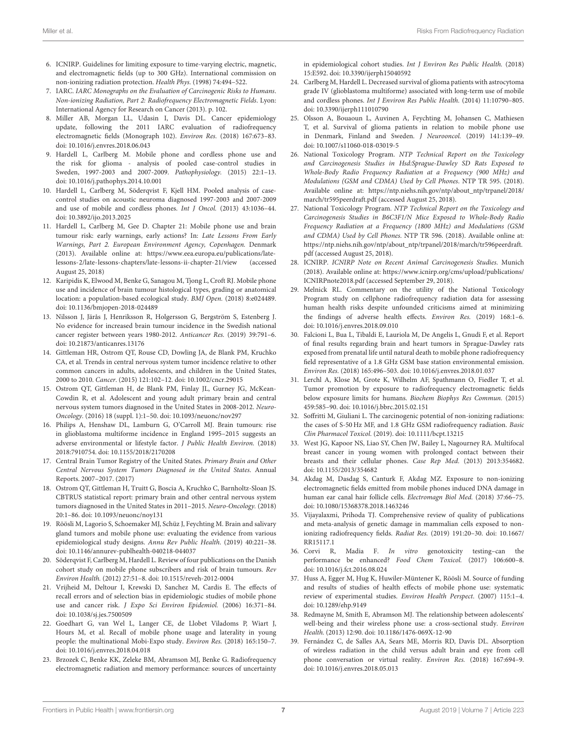6. ICNIRP. Guidelines for limiting exposure to time-varying electric, magnetic, and electromagnetic fields (up to 300 GHz). International commission on non-ionizing radiation protection. *Health Phys.* (1998) 74:494–522.
7. IARC. *IARC Monographs on the Evaluation of Carcinogenic Risks to Humans. Non-ionizing Radiation, Part 2: Radiofrequency Electromagnetic Fields*. Lyon: International Agency for Research on Cancer (2013). p. 102.
8. Miller AB, Morgan LL, Udasin I, Davis DL. Cancer epidemiology update, following the 2011 IARC evaluation of radiofrequency electromagnetic fields (Monograph 102). *Environ Res.* (2018) 167:673–83. doi: 10.1016/j.envres.2018.06.043
9. Hardell L, Carlberg M. Mobile phone and cordless phone use and the risk for glioma - analysis of pooled case-control studies in Sweden, 1997-2003 and 2007-2009. *Pathophysiology.* (2015) 22:1–13. doi: 10.1016/j.pathophys.2014.10.001
10. Hardell L, Carlberg M, Söderqvist F, Kjell HM. Pooled analysis of case-control studies on acoustic neuroma diagnosed 1997-2003 and 2007-2009 and use of mobile and cordless phones. *Int J Oncol.* (2013) 43:1036–44. doi: 10.3892/ijo.2013.2025
11. Hardell L, Carlberg M, Gee D. Chapter 21: Mobile phone use and brain tumour risk: early warnings, early actions? In: *Late Lessons From Early Warnings, Part 2. European Environment Agency, Copenhagen.* Denmark (2013). Available online at: https://www.eea.europa.eu/publications/late-lessons-2/late-lessons-chapters/late-lessons-ii-chapter-21/view (accessed August 25, 2018)
12. Karipidis K, Elwood M, Benke G, Sanagou M, Tjong L, Croft RJ. Mobile phone use and incidence of brain tumour histological types, grading or anatomical location: a population-based ecological study. *BMJ Open.* (2018) 8:e024489. doi: 10.1136/bmjopen-2018-024489
13. Nilsson J, Järås J, Henriksson R, Holgersson G, Bergström S, Estenberg J. No evidence for increased brain tumour incidence in the Swedish national cancer register between years 1980-2012. *Anticancer Res.* (2019) 39:791–6. doi: 10.21873/anticanres.13176
14. Gittleman HR, Ostrom QT, Rouse CD, Dowling JA, de Blank PM, Kruchko CA, et al. Trends in central nervous system tumor incidence relative to other common cancers in adults, adolescents, and children in the United States, 2000 to 2010. *Cancer.* (2015) 121:102–12. doi: 10.1002/cncr.29015
15. Ostrom QT, Gittleman H, de Blank PM, Finlay JL, Gurney JG, McKean-Cowdin R, et al. Adolescent and young adult primary brain and central nervous system tumors diagnosed in the United States in 2008-2012. *Neuro-Oncology.* (2016) 18 (suppl. 1):1–50. doi: 10.1093/neuonc/nov297
16. Philips A, Henshaw DL, Lamburn G, O'Carroll MJ. Brain tumours: rise in glioblastoma multiforme incidence in England 1995–2015 suggests an adverse environmental or lifestyle factor. *J Public Health Environ.* (2018) 2018:7910754. doi: 10.1155/2018/2170208
17. Central Brain Tumor Registry of the United States. *Primary Brain and Other Central Nervous System Tumors Diagnosed in the United States.* Annual Reports. 2007–2017. (2017)
18. Ostrom QT, Gittleman H, Truitt G, Boscia A, Kruchko C, Barnholtz-Sloan JS. CBTRUS statistical report: primary brain and other central nervous system tumors diagnosed in the United States in 2011–2015. *Neuro-Oncology.* (2018) 20:1–86. doi: 10.1093/neuonc/noy131
19. Röösli M, Lagorio S, Schoemaker MJ, Schüz J, Feychting M. Brain and salivary gland tumors and mobile phone use: evaluating the evidence from various epidemiological study designs. *Annu Rev Public Health.* (2019) 40:221–38. doi: 10.1146/annurev-publhealth-040218-044037
20. Söderqvist F, Carlberg M, Hardell L. Review of four publications on the Danish cohort study on mobile phone subscribers and risk of brain tumours. *Rev Environ Health.* (2012) 27:51–8. doi: 10.1515/reveh-2012-0004
21. Vrijheid M, Deltour I, Krewski D, Sanchez M, Cardis E. The effects of recall errors and of selection bias in epidemiologic studies of mobile phone use and cancer risk. *J Expo Sci Environ Epidemiol.* (2006) 16:371–84. doi: 10.1038/sj.jes.7500509
22. Goedhart G, van Wel L, Langer CE, de Llobet Viladoms P, Wiart J, Hours M, et al. Recall of mobile phone usage and laterality in young people: the multinational Mobi-Expo study. *Environ Res.* (2018) 165:150–7. doi: 10.1016/j.envres.2018.04.018
23. Brzozek C, Benke KK, Zeleke BM, Abramson MJ, Benke G. Radiofrequency electromagnetic radiation and memory performance: sources of uncertainty in epidemiological cohort studies. *Int J Environ Res Public Health.* (2018) 15:E592. doi: 10.3390/ijerph15040592
24. Carlberg M, Hardell L. Decreased survival of glioma patients with astrocytoma grade IV (glioblastoma multiforme) associated with long-term use of mobile and cordless phones. *Int J Environ Res Public Health.* (2014) 11:10790–805. doi: 10.3390/ijerph111010790
25. Olsson A, Bouaoun L, Auvinen A, Feychting M, Johansen C, Mathiesen T, et al. Survival of glioma patients in relation to mobile phone use in Denmark, Finland and Sweden. *J Neurooncol.* (2019) 141:139–49. doi: 10.1007/s11060-018-03019-5
26. National Toxicology Program. *NTP Technical Report on the Toxicology and Carcinogenesis Studies in Hsd:Sprague-Dawley SD Rats Exposed to Whole-Body Radio Frequency Radiation at a Frequency (900 MHz) and Modulations (GSM and CDMA) Used by Cell Phones*. NTP TR 595. (2018). Available online at: https://ntp.niehs.nih.gov/ntp/about_ntp/trpanel/2018/march/tr595peerdraft.pdf (accessed August 25, 2018).
27. National Toxicology Program. *NTP Technical Report on the Toxicology and Carcinogenesis Studies in B6C3F1/N Mice Exposed to Whole-Body Radio Frequency Radiation at a Frequency (1800 MHz) and Modulations (GSM and CDMA) Used by Cell Phones*. NTP TR 596. (2018). Available online at: https://ntp.niehs.nih.gov/ntp/about_ntp/trpanel/2018/march/tr596peerdraft.pdf (accessed August 25, 2018).
28. ICNIRP. *ICNIRP Note on Recent Animal Carcinogenesis Studies*. Munich (2018). Available online at: https://www.icnirp.org/cms/upload/publications/ICNIRPnote2018.pdf (accessed September 29, 2018).
29. Melnick RL. Commentary on the utility of the National Toxicology Program study on cellphone radiofrequency radiation data for assessing human health risks despite unfounded criticisms aimed at minimizing the findings of adverse health effects. *Environ Res.* (2019) 168:1–6. doi: 10.1016/j.envres.2018.09.010
30. Falcioni L, Bua L, Tibaldi E, Lauriola M, De Angelis L, Gnudi F, et al. Report of final results regarding brain and heart tumors in Sprague-Dawley rats exposed from prenatal life until natural death to mobile phone radiofrequency field representative of a 1.8 GHz GSM base station environmental emission. *Environ Res.* (2018) 165:496–503. doi: 10.1016/j.envres.2018.01.037
31. Lerchl A, Klose M, Grote K, Wilhelm AF, Spathmann O, Fiedler T, et al. Tumor promotion by exposure to radiofrequency electromagnetic fields below exposure limits for humans. *Biochem Biophys Res Commun.* (2015) 459:585–90. doi: 10.1016/j.bbrc.2015.02.151
32. Soffritti M, Giuliani L. The carcinogenic potential of non-ionizing radiations: the cases of S-50 Hz MF, and 1.8 GHz GSM radiofrequency radiation. *Basic Clin Pharmacol Toxicol.* (2019). doi: 10.1111/bcpt.13215
33. West JG, Kapoor NS, Liao SY, Chen JW, Bailey L, Nagourney RA. Multifocal breast cancer in young women with prolonged contact between their breasts and their cellular phones. *Case Rep Med.* (2013) 2013:354682. doi: 10.1155/2013/354682
34. Akdag M, Dasdag S, Canturk F, Akdag MZ. Exposure to non-ionizing electromagnetic fields emitted from mobile phones induced DNA damage in human ear canal hair follicle cells. *Electromagn Biol Med.* (2018) 37:66–75. doi: 10.1080/15368378.2018.1463246
35. Vijayalaxmi, Prihoda TJ. Comprehensive review of quality of publications and meta-analysis of genetic damage in mammalian cells exposed to non-ionizing radiofrequency fields. *Radiat Res.* (2019) 191:20–30. doi: 10.1667/RR15117.1
36. Corvi R, Madia F. *In vitro* genotoxicity testing–can the performance be enhanced? *Food Chem Toxicol.* (2017) 106:600–8. doi: 10.1016/j.fct.2016.08.024
37. Huss A, Egger M, Hug K, Huwiler-Müntener K, Röösli M. Source of funding and results of studies of health effects of mobile phone use: systematic review of experimental studies. *Environ Health Perspect.* (2007) 115:1–4. doi: 10.1289/ehp.9149
38. Redmayne M, Smith E, Abramson MJ. The relationship between adolescents' well-being and their wireless phone use: a cross-sectional study. *Environ Health.* (2013) 12:90. doi: 10.1186/1476-069X-12-90
39. Fernández C, de Salles AA, Sears ME, Morris RD, Davis DL. Absorption of wireless radiation in the child versus adult brain and eye from cell phone conversation or virtual reality. *Environ Res.* (2018) 167:694–9. doi: 10.1016/j.envres.2018.05.013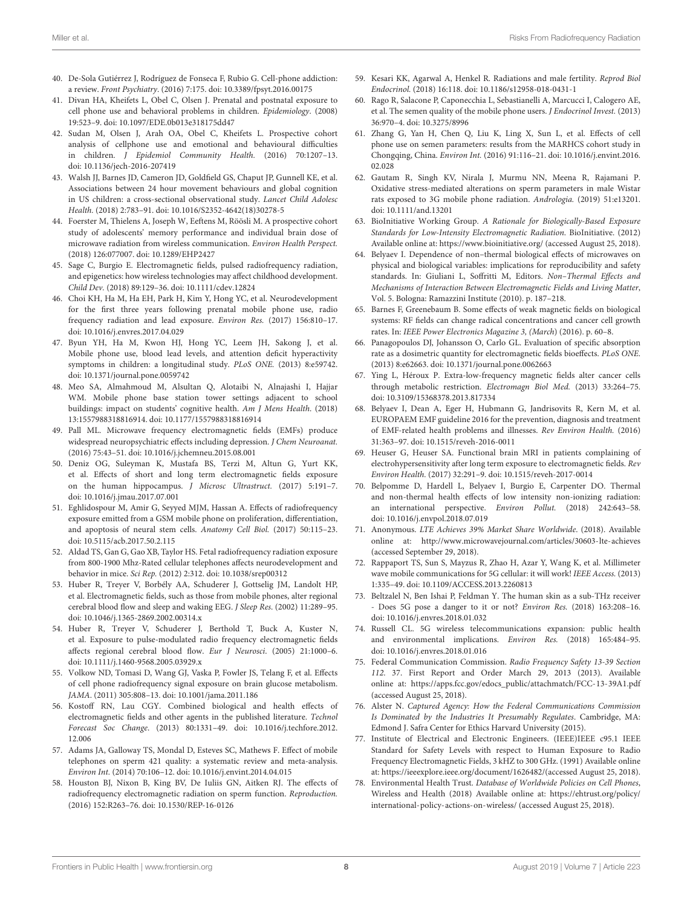40. De-Sola Gutiérrez J, Rodríguez de Fonseca F, Rubio G. Cell-phone addiction: a review. *Front Psychiatry*. (2016) 7:175. doi: 10.3389/fpsyt.2016.00175
41. Divan HA, Kheifets L, Obel C, Olsen J. Prenatal and postnatal exposure to cell phone use and behavioral problems in children. *Epidemiology*. (2008) 19:523–9. doi: 10.1097/EDE.0b013e318175dd47
42. Sudan M, Olsen J, Arah OA, Obel C, Kheifets L. Prospective cohort analysis of cellphone use and emotional and behavioural difficulties in children. *J Epidemiol Community Health*. (2016) 70:1207–13. doi: 10.1136/jech-2016-207419
43. Walsh JJ, Barnes JD, Cameron JD, Goldfield GS, Chaput JP, Gunnell KE, et al. Associations between 24 hour movement behaviours and global cognition in US children: a cross-sectional observational study. *Lancet Child Adolesc Health*. (2018) 2:783–91. doi: 10.1016/S2352-4642(18)30278-5
44. Foerster M, Thielens A, Joseph W, Eeftens M, Röösli M. A prospective cohort study of adolescents' memory performance and individual brain dose of microwave radiation from wireless communication. *Environ Health Perspect*. (2018) 126:077007. doi: 10.1289/EHP2427
45. Sage C, Burgio E. Electromagnetic fields, pulsed radiofrequency radiation, and epigenetics: how wireless technologies may affect childhood development. *Child Dev*. (2018) 89:129–36. doi: 10.1111/cdev.12824
46. Choi KH, Ha M, Ha EH, Park H, Kim Y, Hong YC, et al. Neurodevelopment for the first three years following prenatal mobile phone use, radio frequency radiation and lead exposure. *Environ Res*. (2017) 156:810–17. doi: 10.1016/j.envres.2017.04.029
47. Byun YH, Ha M, Kwon HJ, Hong YC, Leem JH, Sakong J, et al. Mobile phone use, blood lead levels, and attention deficit hyperactivity symptoms in children: a longitudinal study. *PLoS ONE*. (2013) 8:e59742. doi: 10.1371/journal.pone.0059742
48. Meo SA, Almahmoud M, Alsultan Q, Alotaibi N, Alnajashi I, Hajjar WM. Mobile phone base station tower settings adjacent to school buildings: impact on students' cognitive health. *Am J Mens Health*. (2018) 13:1557988318816914. doi: 10.1177/1557988318816914
49. Pall ML. Microwave frequency electromagnetic fields (EMFs) produce widespread neuropsychiatric effects including depression. *J Chem Neuroanat*. (2016) 75:43–51. doi: 10.1016/j.jchemneu.2015.08.001
50. Deniz OG, Suleyman K, Mustafa BS, Terzi M, Altun G, Yurt KK, et al. Effects of short and long term electromagnetic fields exposure on the human hippocampus. *J Microsc Ultrastruct*. (2017) 5:191–7. doi: 10.1016/j.jmau.2017.07.001
51. Eghlidospour M, Amir G, Seyyed MJM, Hassan A. Effects of radiofrequency exposure emitted from a GSM mobile phone on proliferation, differentiation, and apoptosis of neural stem cells. *Anatomy Cell Biol*. (2017) 50:115–23. doi: 10.5115/acb.2017.50.2.115
52. Aldad TS, Gan G, Gao XB, Taylor HS. Fetal radiofrequency radiation exposure from 800-1900 Mhz-Rated cellular telephones affects neurodevelopment and behavior in mice. *Sci Rep*. (2012) 2:312. doi: 10.1038/srep00312
53. Huber R, Treyer V, Borbély AA, Schuderer J, Gottselig JM, Landolt HP, et al. Electromagnetic fields, such as those from mobile phones, alter regional cerebral blood flow and sleep and waking EEG. *J Sleep Res*. (2002) 11:289–95. doi: 10.1046/j.1365-2869.2002.00314.x
54. Huber R, Treyer V, Schuderer J, Berthold T, Buck A, Kuster N, et al. Exposure to pulse-modulated radio frequency electromagnetic fields affects regional cerebral blood flow. *Eur J Neurosci*. (2005) 21:1000–6. doi: 10.1111/j.1460-9568.2005.03929.x
55. Volkow ND, Tomasi D, Wang GJ, Vaska P, Fowler JS, Telang F, et al. Effects of cell phone radiofrequency signal exposure on brain glucose metabolism. *JAMA*. (2011) 305:808–13. doi: 10.1001/jama.2011.186
56. Kostoff RN, Lau CGY. Combined biological and health effects of electromagnetic fields and other agents in the published literature. *Technol Forecast Soc Change*. (2013) 80:1331–49. doi: 10.1016/j.techfore.2012.12.006
57. Adams JA, Galloway TS, Mondal D, Esteves SC, Mathews F. Effect of mobile telephones on sperm 421 quality: a systematic review and meta-analysis. *Environ Int*. (2014) 70:106–12. doi: 10.1016/j.envint.2014.04.015
58. Houston BJ, Nixon B, King BV, De Iuliis GN, Aitken RJ. The effects of radiofrequency electromagnetic radiation on sperm function. *Reproduction*. (2016) 152:R263–76. doi: 10.1530/REP-16-0126
59. Kesari KK, Agarwal A, Henkel R. Radiations and male fertility. *Reprod Biol Endocrinol*. (2018) 16:118. doi: 10.1186/s12958-018-0431-1
60. Rago R, Salacone P, Caponecchia L, Sebastianelli A, Marcucci I, Calogero AE, et al. The semen quality of the mobile phone users. *J Endocrinol Invest*. (2013) 36:970–4. doi: 10.3275/8996
61. Zhang G, Yan H, Chen Q, Liu K, Ling X, Sun L, et al. Effects of cell phone use on semen parameters: results from the MARHCS cohort study in Chongqing, China. *Environ Int*. (2016) 91:116–21. doi: 10.1016/j.envint.2016.02.028
62. Gautam R, Singh KV, Nirala J, Murmu NN, Meena R, Rajamani P. Oxidative stress-mediated alterations on sperm parameters in male Wistar rats exposed to 3G mobile phone radiation. *Andrologia*. (2019) 51:e13201. doi: 10.1111/and.13201
63. BioInitiative Working Group. *A Rationale for Biologically-Based Exposure Standards for Low-Intensity Electromagnetic Radiation*. BioInitiative. (2012) Available online at: https://www.bioinitiative.org/ (accessed August 25, 2018).
64. Belyaev I. Dependence of non–thermal biological effects of microwaves on physical and biological variables: implications for reproducibility and safety standards. In: Giuliani L, Soffritti M, Editors. *Non–Thermal Effects and Mechanisms of Interaction Between Electromagnetic Fields and Living Matter*, Vol. 5. Bologna: Ramazzini Institute (2010). p. 187–218.
65. Barnes F, Greenebaum B. Some effects of weak magnetic fields on biological systems: RF fields can change radical concentrations and cancer cell growth rates. In: *IEEE Power Electronics Magazine 3, (March)* (2016). p. 60–8.
66. Panagopoulos DJ, Johansson O, Carlo GL. Evaluation of specific absorption rate as a dosimetric quantity for electromagnetic fields bioeffects. *PLoS ONE*. (2013) 8:e62663. doi: 10.1371/journal.pone.0062663
67. Ying L, Héroux P. Extra-low-frequency magnetic fields alter cancer cells through metabolic restriction. *Electromagn Biol Med*. (2013) 33:264–75. doi: 10.3109/15368378.2013.817334
68. Belyaev I, Dean A, Eger H, Hubmann G, Jandrisovits R, Kern M, et al. EUROPAEM EMF guideline 2016 for the prevention, diagnosis and treatment of EMF-related health problems and illnesses. *Rev Environ Health*. (2016) 31:363–97. doi: 10.1515/reveh-2016-0011
69. Heuser G, Heuser SA. Functional brain MRI in patients complaining of electrohypersensitivity after long term exposure to electromagnetic fields. *Rev Environ Health*. (2017) 32:291–9. doi: 10.1515/reveh-2017-0014
70. Belpomme D, Hardell L, Belyaev I, Burgio E, Carpenter DO. Thermal and non-thermal health effects of low intensity non-ionizing radiation: an international perspective. *Environ Pollut*. (2018) 242:643–58. doi: 10.1016/j.envpol.2018.07.019
71. Anonymous. *LTE Achieves 39% Market Share Worldwide*. (2018). Available online at: http://www.microwavejournal.com/articles/30603-lte-achieves (accessed September 29, 2018).
72. Rappaport TS, Sun S, Mayzus R, Zhao H, Azar Y, Wang K, et al. Millimeter wave mobile communications for 5G cellular: it will work! *IEEE Access*. (2013) 1:335–49. doi: 10.1109/ACCESS.2013.2260813
73. Beltzalel N, Ben Ishai P, Feldman Y. The human skin as a sub-THz receiver - Does 5G pose a danger to it or not? *Environ Res*. (2018) 163:208–16. doi: 10.1016/j.envres.2018.01.032
74. Russell CL. 5G wireless telecommunications expansion: public health and environmental implications. *Environ Res*. (2018) 165:484–95. doi: 10.1016/j.envres.2018.01.016
75. Federal Communication Commission. *Radio Frequency Safety 13-39 Section 112*. 37. First Report and Order March 29, 2013 (2013). Available online at: https://apps.fcc.gov/edocs_public/attachmatch/FCC-13-39A1.pdf (accessed August 25, 2018).
76. Alster N. *Captured Agency: How the Federal Communications Commission Is Dominated by the Industries It Presumably Regulates*. Cambridge, MA: Edmond J. Safra Center for Ethics Harvard University (2015).
77. Institute of Electrical and Electronic Engineers. (IEEE)IEEE c95.1 IEEE Standard for Safety Levels with respect to Human Exposure to Radio Frequency Electromagnetic Fields, 3 kHZ to 300 GHz. (1991) Available online at: https://ieeexplore.ieee.org/document/1626482/(accessed August 25, 2018).
78. Environmental Health Trust. *Database of Worldwide Policies on Cell Phones*, Wireless and Health (2018) Available online at: https://ehtrust.org/policy/international-policy-actions-on-wireless/ (accessed August 25, 2018).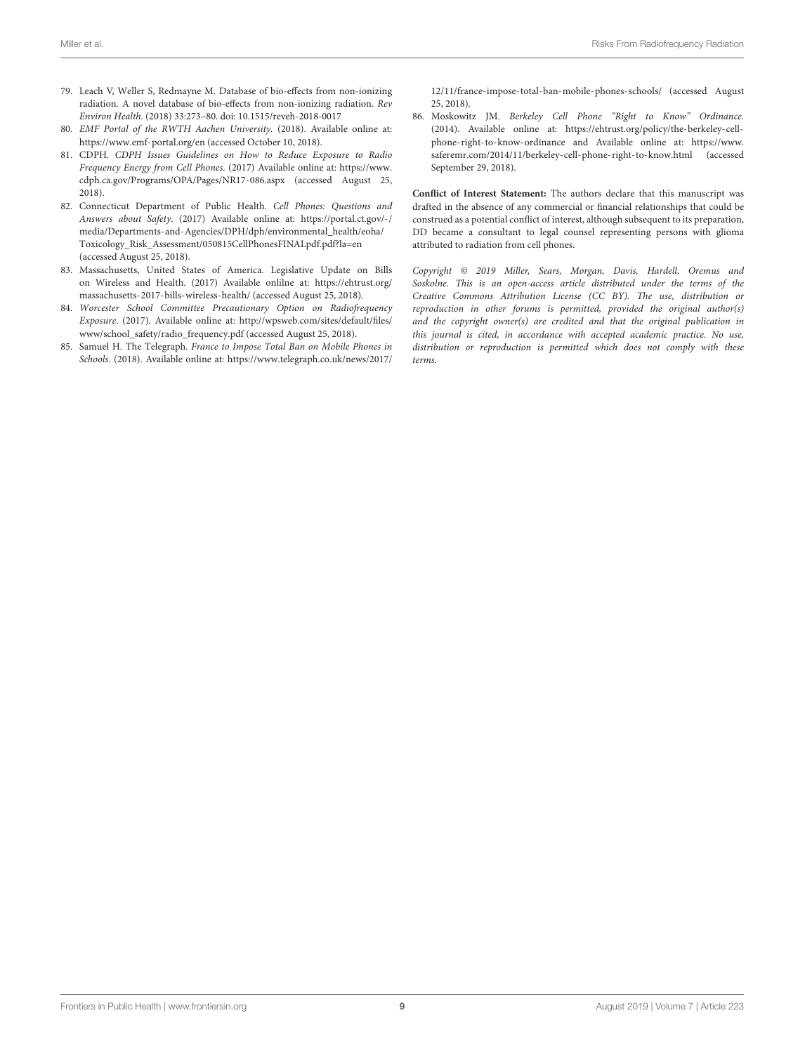79. Leach V, Weller S, Redmayne M. Database of bio-effects from non-ionizing radiation. A novel database of bio-effects from non-ionizing radiation. *Rev Environ Health*. (2018) 33:273–80. doi: 10.1515/reveh-2018-0017
80. *EMF Portal of the RWTH Aachen University*. (2018). Available online at: https://www.emf-portal.org/en (accessed October 10, 2018).
81. CDPH. *CDPH Issues Guidelines on How to Reduce Exposure to Radio Frequency Energy from Cell Phones*. (2017) Available online at: https://www.cdph.ca.gov/Programs/OPA/Pages/NR17-086.aspx (accessed August 25, 2018).
82. Connecticut Department of Public Health. *Cell Phones: Questions and Answers about Safety*. (2017) Available online at: https://portal.ct.gov/-/media/Departments-and-Agencies/DPH/dph/environmental_health/eoha/Toxicology_Risk_Assessment/050815CellPhonesFINALpdf.pdf?la=en (accessed August 25, 2018).
83. Massachusetts, United States of America. Legislative Update on Bills on Wireless and Health. (2017) Available onlilne at: https://ehtrust.org/massachusetts-2017-bills-wireless-health/ (accessed August 25, 2018).
84. *Worcester School Committee Precautionary Option on Radiofrequency Exposure*. (2017). Available online at: http://wpsweb.com/sites/default/files/www/school_safety/radio_frequency.pdf (accessed August 25, 2018).
85. Samuel H. The Telegraph. *France to Impose Total Ban on Mobile Phones in Schools*. (2018). Available online at: https://www.telegraph.co.uk/news/2017/12/11/france-impose-total-ban-mobile-phones-schools/ (accessed August 25, 2018).
86. Moskowitz JM. *Berkeley Cell Phone "Right to Know" Ordinance*. (2014). Available online at: https://ehtrust.org/policy/the-berkeley-cell-phone-right-to-know-ordinance and Available online at: https://www.saferemr.com/2014/11/berkeley-cell-phone-right-to-know.html (accessed September 29, 2018).

**Conflict of Interest Statement:** The authors declare that this manuscript was drafted in the absence of any commercial or financial relationships that could be construed as a potential conflict of interest, although subsequent to its preparation, DD became a consultant to legal counsel representing persons with glioma attributed to radiation from cell phones.

*Copyright © 2019 Miller, Sears, Morgan, Davis, Hardell, Oremus and Soskolne. This is an open-access article distributed under the terms of the Creative Commons Attribution License (CC BY). The use, distribution or reproduction in other forums is permitted, provided the original author(s) and the copyright owner(s) are credited and that the original publication in this journal is cited, in accordance with accepted academic practice. No use, distribution or reproduction is permitted which does not comply with these terms.*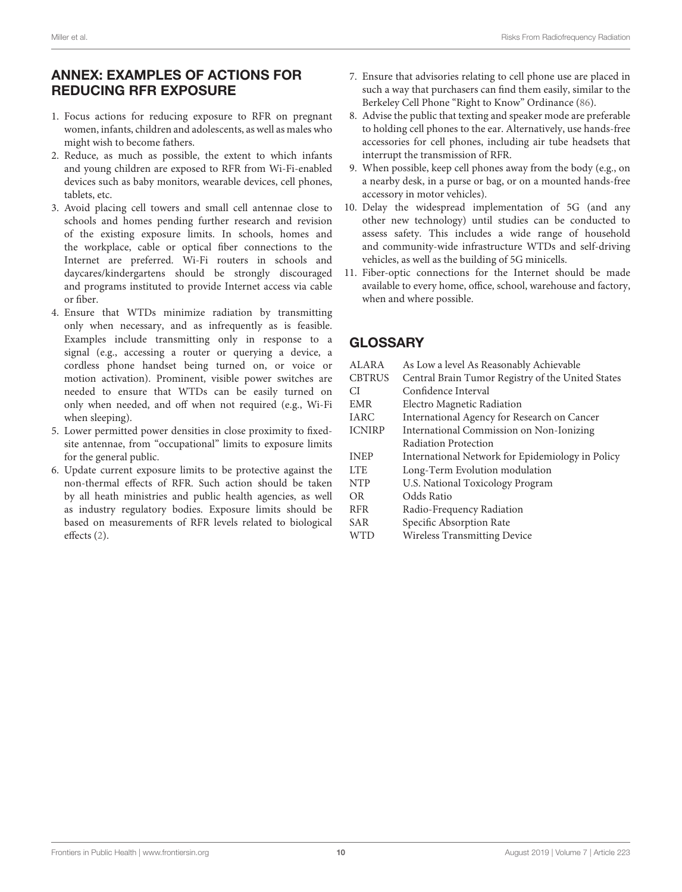## ANNEX: EXAMPLES OF ACTIONS FOR REDUCING RFR EXPOSURE

1. Focus actions for reducing exposure to RFR on pregnant women, infants, children and adolescents, as well as males who might wish to become fathers.
2. Reduce, as much as possible, the extent to which infants and young children are exposed to RFR from Wi-Fi-enabled devices such as baby monitors, wearable devices, cell phones, tablets, etc.
3. Avoid placing cell towers and small cell antennae close to schools and homes pending further research and revision of the existing exposure limits. In schools, homes and the workplace, cable or optical fiber connections to the Internet are preferred. Wi-Fi routers in schools and daycares/kindergartens should be strongly discouraged and programs instituted to provide Internet access via cable or fiber.
4. Ensure that WTDs minimize radiation by transmitting only when necessary, and as infrequently as is feasible. Examples include transmitting only in response to a signal (e.g., accessing a router or querying a device, a cordless phone handset being turned on, or voice or motion activation). Prominent, visible power switches are needed to ensure that WTDs can be easily turned on only when needed, and off when not required (e.g., Wi-Fi when sleeping).
5. Lower permitted power densities in close proximity to fixed-site antennae, from "occupational" limits to exposure limits for the general public.
6. Update current exposure limits to be protective against the non-thermal effects of RFR. Such action should be taken by all heath ministries and public health agencies, as well as industry regulatory bodies. Exposure limits should be based on measurements of RFR levels related to biological effects (2).
7. Ensure that advisories relating to cell phone use are placed in such a way that purchasers can find them easily, similar to the Berkeley Cell Phone "Right to Know" Ordinance (86).
8. Advise the public that texting and speaker mode are preferable to holding cell phones to the ear. Alternatively, use hands-free accessories for cell phones, including air tube headsets that interrupt the transmission of RFR.
9. When possible, keep cell phones away from the body (e.g., on a nearby desk, in a purse or bag, or on a mounted hands-free accessory in motor vehicles).
10. Delay the widespread implementation of 5G (and any other new technology) until studies can be conducted to assess safety. This includes a wide range of household and community-wide infrastructure WTDs and self-driving vehicles, as well as the building of 5G minicells.
11. Fiber-optic connections for the Internet should be made available to every home, office, school, warehouse and factory, when and where possible.

## GLOSSARY

| | |
|---|---|
| ALARA | As Low a level As Reasonably Achievable |
| CBTRUS | Central Brain Tumor Registry of the United States |
| CI | Confidence Interval |
| EMR | Electro Magnetic Radiation |
| IARC | International Agency for Research on Cancer |
| ICNIRP | International Commission on Non-Ionizing Radiation Protection |
| INEP | International Network for Epidemiology in Policy |
| LTE | Long-Term Evolution modulation |
| NTP | U.S. National Toxicology Program |
| OR | Odds Ratio |
| RFR | Radio-Frequency Radiation |
| SAR | Specific Absorption Rate |
| WTD | Wireless Transmitting Device |